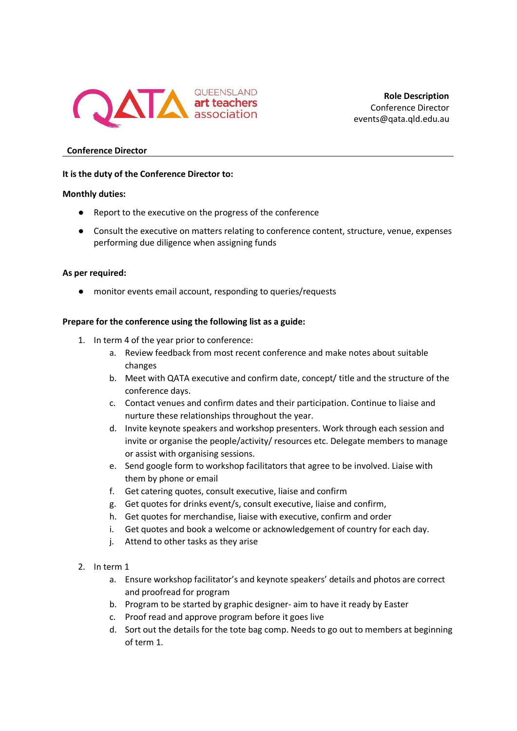QUEENSLAND **art teachers** association

**Role Description**
Conference Director
events@qata.qld.edu.au

## Conference Director

**It is the duty of the Conference Director to:**

**Monthly duties:**

- Report to the executive on the progress of the conference
- Consult the executive on matters relating to conference content, structure, venue, expenses performing due diligence when assigning funds

**As per required:**

- monitor events email account, responding to queries/requests

**Prepare for the conference using the following list as a guide:**

1. In term 4 of the year prior to conference:
    a. Review feedback from most recent conference and make notes about suitable changes
    b. Meet with QATA executive and confirm date, concept/ title and the structure of the conference days.
    c. Contact venues and confirm dates and their participation. Continue to liaise and nurture these relationships throughout the year.
    d. Invite keynote speakers and workshop presenters. Work through each session and invite or organise the people/activity/ resources etc. Delegate members to manage or assist with organising sessions.
    e. Send google form to workshop facilitators that agree to be involved. Liaise with them by phone or email
    f. Get catering quotes, consult executive, liaise and confirm
    g. Get quotes for drinks event/s, consult executive, liaise and confirm,
    h. Get quotes for merchandise, liaise with executive, confirm and order
    i. Get quotes and book a welcome or acknowledgement of country for each day.
    j. Attend to other tasks as they arise

2. In term 1
    a. Ensure workshop facilitator's and keynote speakers' details and photos are correct and proofread for program
    b. Program to be started by graphic designer- aim to have it ready by Easter
    c. Proof read and approve program before it goes live
    d. Sort out the details for the tote bag comp. Needs to go out to members at beginning of term 1.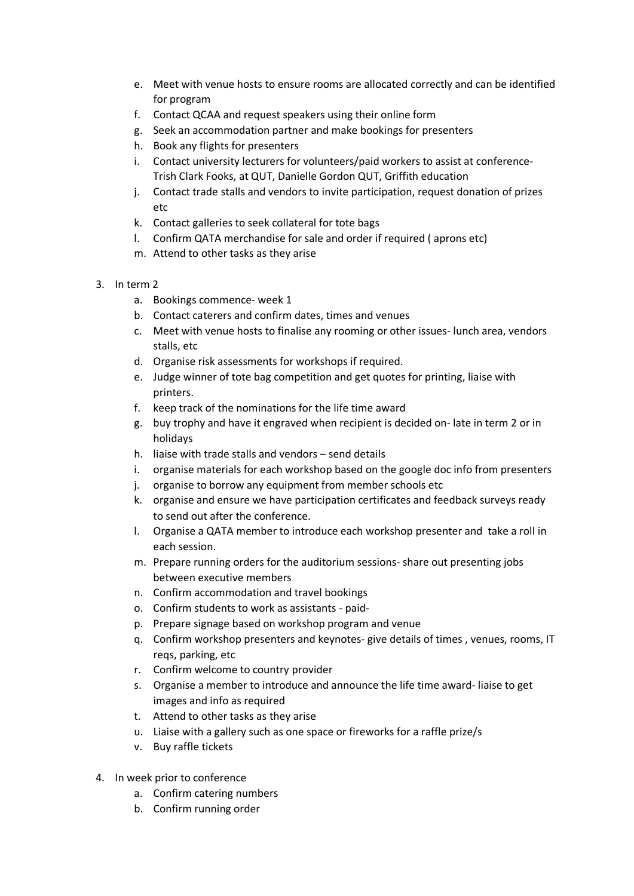e. Meet with venue hosts to ensure rooms are allocated correctly and can be identified for program
   f. Contact QCAA and request speakers using their online form
   g. Seek an accommodation partner and make bookings for presenters
   h. Book any flights for presenters
   i. Contact university lecturers for volunteers/paid workers to assist at conference- Trish Clark Fooks, at QUT, Danielle Gordon QUT, Griffith education
   j. Contact trade stalls and vendors to invite participation, request donation of prizes etc
   k. Contact galleries to seek collateral for tote bags
   l. Confirm QATA merchandise for sale and order if required ( aprons etc)
   m. Attend to other tasks as they arise

3. In term 2
   a. Bookings commence- week 1
   b. Contact caterers and confirm dates, times and venues
   c. Meet with venue hosts to finalise any rooming or other issues- lunch area, vendors stalls, etc
   d. Organise risk assessments for workshops if required.
   e. Judge winner of tote bag competition and get quotes for printing, liaise with printers.
   f. keep track of the nominations for the life time award
   g. buy trophy and have it engraved when recipient is decided on- late in term 2 or in holidays
   h. liaise with trade stalls and vendors – send details
   i. organise materials for each workshop based on the google doc info from presenters
   j. organise to borrow any equipment from member schools etc
   k. organise and ensure we have participation certificates and feedback surveys ready to send out after the conference.
   l. Organise a QATA member to introduce each workshop presenter and take a roll in each session.
   m. Prepare running orders for the auditorium sessions- share out presenting jobs between executive members
   n. Confirm accommodation and travel bookings
   o. Confirm students to work as assistants - paid-
   p. Prepare signage based on workshop program and venue
   q. Confirm workshop presenters and keynotes- give details of times , venues, rooms, IT reqs, parking, etc
   r. Confirm welcome to country provider
   s. Organise a member to introduce and announce the life time award- liaise to get images and info as required
   t. Attend to other tasks as they arise
   u. Liaise with a gallery such as one space or fireworks for a raffle prize/s
   v. Buy raffle tickets

4. In week prior to conference
   a. Confirm catering numbers
   b. Confirm running order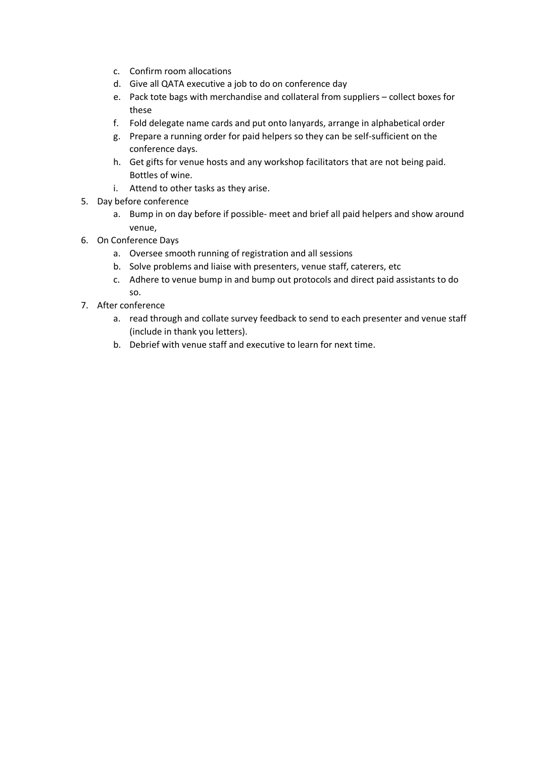c. Confirm room allocations
   d. Give all QATA executive a job to do on conference day
   e. Pack tote bags with merchandise and collateral from suppliers – collect boxes for these
   f. Fold delegate name cards and put onto lanyards, arrange in alphabetical order
   g. Prepare a running order for paid helpers so they can be self-sufficient on the conference days.
   h. Get gifts for venue hosts and any workshop facilitators that are not being paid. Bottles of wine.
   i. Attend to other tasks as they arise.

5. Day before conference
   a. Bump in on day before if possible- meet and brief all paid helpers and show around venue,
6. On Conference Days
   a. Oversee smooth running of registration and all sessions
   b. Solve problems and liaise with presenters, venue staff, caterers, etc
   c. Adhere to venue bump in and bump out protocols and direct paid assistants to do so.
7. After conference
   a. read through and collate survey feedback to send to each presenter and venue staff (include in thank you letters).
   b. Debrief with venue staff and executive to learn for next time.